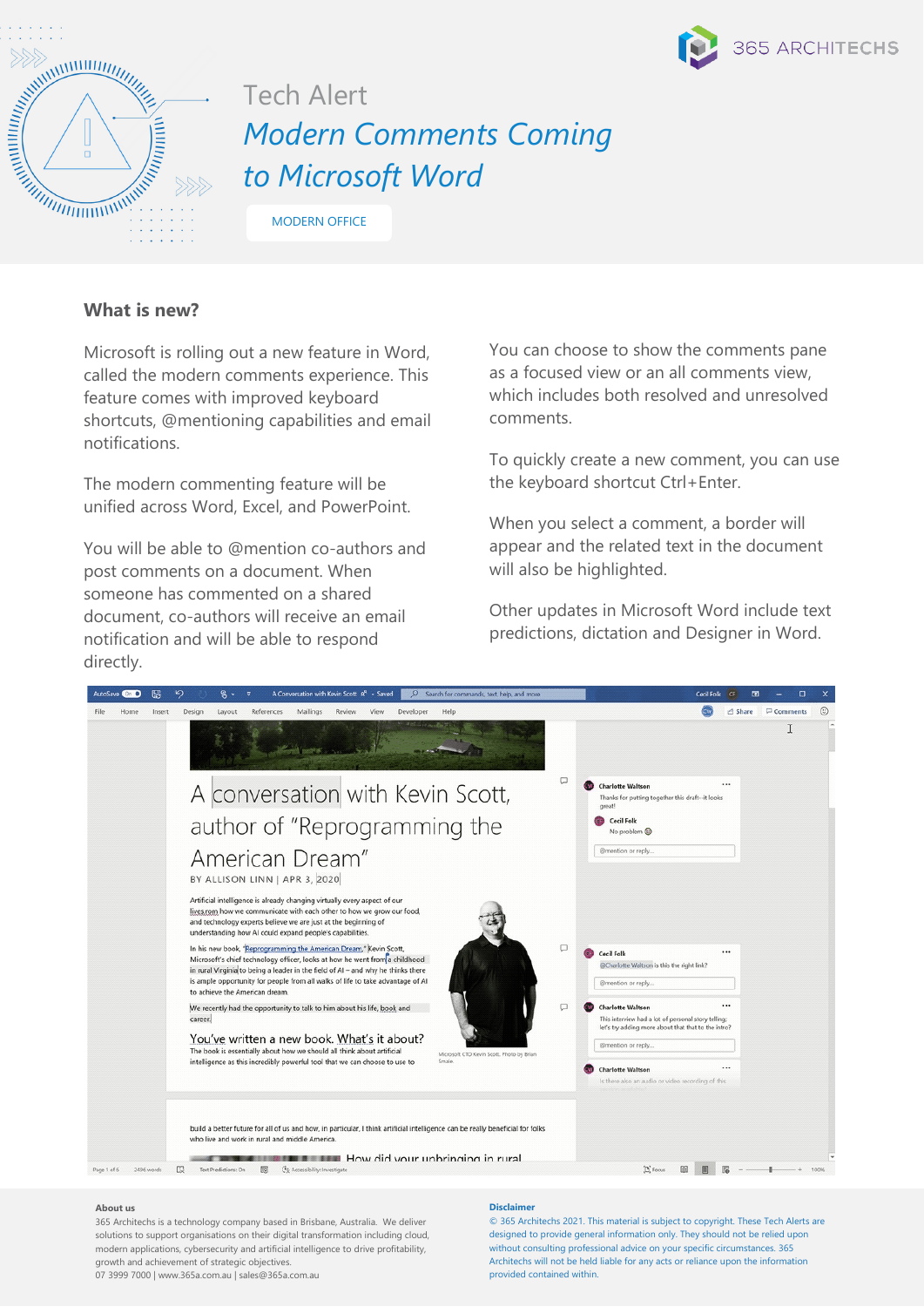365 ARCHITECHS

Tech Alert

# *Modern Comments Coming to Microsoft Word*

MODERN OFFICE

## What is new?

Microsoft is rolling out a new feature in Word, called the modern comments experience. This feature comes with improved keyboard shortcuts, @mentioning capabilities and email notifications.

The modern commenting feature will be unified across Word, Excel, and PowerPoint.

You will be able to @mention co-authors and post comments on a document. When someone has commented on a shared document, co-authors will receive an email notification and will be able to respond directly.

You can choose to show the comments pane as a focused view or an all comments view, which includes both resolved and unresolved comments.

To quickly create a new comment, you can use the keyboard shortcut Ctrl+Enter.

When you select a comment, a border will appear and the related text in the document will also be highlighted.

Other updates in Microsoft Word include text predictions, dictation and Designer in Word.

**About us**

365 Architechs is a technology company based in Brisbane, Australia. We deliver solutions to support organisations on their digital transformation including cloud, modern applications, cybersecurity and artificial intelligence to drive profitability, growth and achievement of strategic objectives.
07 3999 7000 | www.365a.com.au | sales@365a.com.au

**Disclaimer**

© 365 Architechs 2021. This material is subject to copyright. These Tech Alerts are designed to provide general information only. They should not be relied upon without consulting professional advice on your specific circumstances. 365 Architechs will not be held liable for any acts or reliance upon the information provided contained within.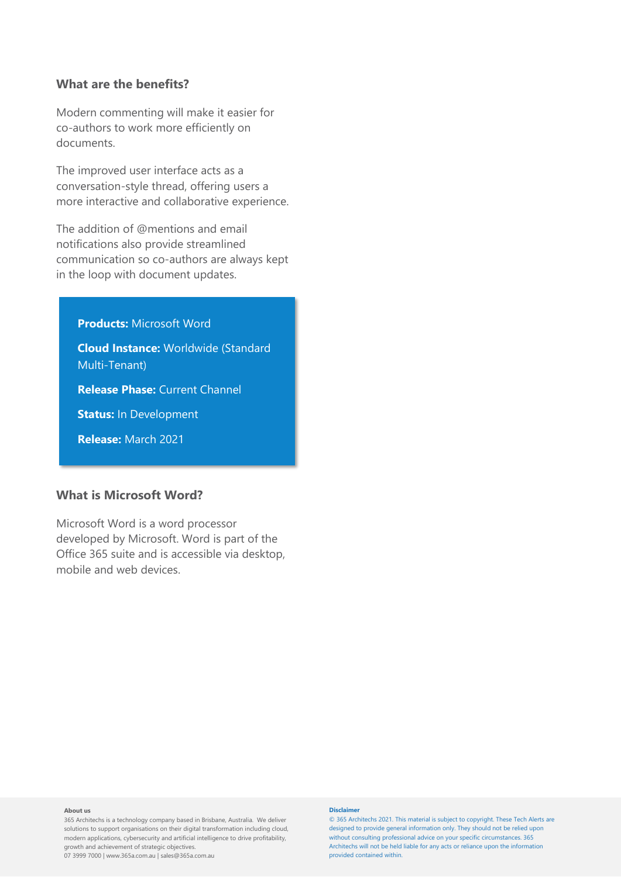## What are the benefits?

Modern commenting will make it easier for co-authors to work more efficiently on documents.

The improved user interface acts as a conversation-style thread, offering users a more interactive and collaborative experience.

The addition of @mentions and email notifications also provide streamlined communication so co-authors are always kept in the loop with document updates.

**Products:** Microsoft Word

**Cloud Instance:** Worldwide (Standard Multi-Tenant)

**Release Phase:** Current Channel

**Status:** In Development

**Release:** March 2021

## What is Microsoft Word?

Microsoft Word is a word processor developed by Microsoft. Word is part of the Office 365 suite and is accessible via desktop, mobile and web devices.

**About us**

365 Architechs is a technology company based in Brisbane, Australia. We deliver solutions to support organisations on their digital transformation including cloud, modern applications, cybersecurity and artificial intelligence to drive profitability, growth and achievement of strategic objectives.
07 3999 7000 | www.365a.com.au | sales@365a.com.au

**Disclaimer**

© 365 Architechs 2021. This material is subject to copyright. These Tech Alerts are designed to provide general information only. They should not be relied upon without consulting professional advice on your specific circumstances. 365 Architechs will not be held liable for any acts or reliance upon the information provided contained within.